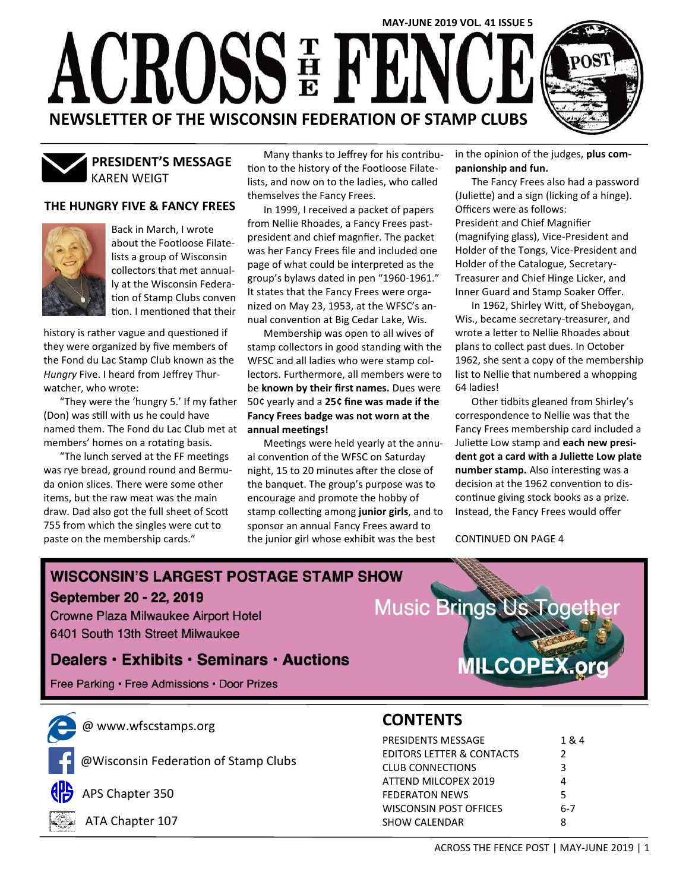MAY-JUNE 2019 VOL. 41 ISSUE 5

# ACROSS THE FENCE POST

## NEWSLETTER OF THE WISCONSIN FEDERATION OF STAMP CLUBS

## PRESIDENT'S MESSAGE

KAREN WEIGT

### THE HUNGRY FIVE & FANCY FREES

Back in March, I wrote about the Footloose Filatelists a group of Wisconsin collectors that met annually at the Wisconsin Federation of Stamp Clubs convention. I mentioned that their history is rather vague and questioned if they were organized by five members of the Fond du Lac Stamp Club known as the *Hungry* Five. I heard from Jeffrey Thurwatcher, who wrote:

"They were the 'hungry 5.' If my father (Don) was still with us he could have named them. The Fond du Lac Club met at members' homes on a rotating basis.

"The lunch served at the FF meetings was rye bread, ground round and Bermuda onion slices. There were some other items, but the raw meat was the main draw. Dad also got the full sheet of Scott 755 from which the singles were cut to paste on the membership cards."

Many thanks to Jeffrey for his contribution to the history of the Footloose Filatelists, and now on to the ladies, who called themselves the Fancy Frees.

In 1999, I received a packet of papers from Nellie Rhoades, a Fancy Frees past-president and chief magnfier. The packet was her Fancy Frees file and included one page of what could be interpreted as the group's bylaws dated in pen "1960-1961." It states that the Fancy Frees were organized on May 23, 1953, at the WFSC's annual convention at Big Cedar Lake, Wis.

Membership was open to all wives of stamp collectors in good standing with the WFSC and all ladies who were stamp collectors. Furthermore, all members were to be **known by their first names.** Dues were 50¢ yearly and a **25¢ fine was made if the Fancy Frees badge was not worn at the annual meetings!**

Meetings were held yearly at the annual convention of the WFSC on Saturday night, 15 to 20 minutes after the close of the banquet. The group's purpose was to encourage and promote the hobby of stamp collecting among **junior girls**, and to sponsor an annual Fancy Frees award to the junior girl whose exhibit was the best in the opinion of the judges, **plus companionship and fun.**

The Fancy Frees also had a password (Juliette) and a sign (licking of a hinge). Officers were as follows:
President and Chief Magnifier (magnifying glass), Vice-President and Holder of the Tongs, Vice-President and Holder of the Catalogue, Secretary-Treasurer and Chief Hinge Licker, and Inner Guard and Stamp Soaker Offer.

In 1962, Shirley Witt, of Sheboygan, Wis., became secretary-treasurer, and wrote a letter to Nellie Rhoades about plans to collect past dues. In October 1962, she sent a copy of the membership list to Nellie that numbered a whopping 64 ladies!

Other tidbits gleaned from Shirley's correspondence to Nellie was that the Fancy Frees membership card included a Juliette Low stamp and **each new president got a card with a Juliette Low plate number stamp.** Also interesting was a decision at the 1962 convention to discontinue giving stock books as a prize. Instead, the Fancy Frees would offer

CONTINUED ON PAGE 4

**WISCONSIN'S LARGEST POSTAGE STAMP SHOW**

**September 20 - 22, 2019**

Crowne Plaza Milwaukee Airport Hotel
6401 South 13th Street Milwaukee

**Dealers · Exhibits · Seminars · Auctions**

Free Parking · Free Admissions · Door Prizes

Music Brings Us Together

**MILCOPEX.org**

@ www.wfscstamps.org

@Wisconsin Federation of Stamp Clubs

APS Chapter 350

ATA Chapter 107

## CONTENTS

| | |
|---|---|
| PRESIDENTS MESSAGE | 1 & 4 |
| EDITORS LETTER & CONTACTS | 2 |
| CLUB CONNECTIONS | 3 |
| ATTEND MILCOPEX 2019 | 4 |
| FEDERATON NEWS | 5 |
| WISCONSIN POST OFFICES | 6-7 |
| SHOW CALENDAR | 8 |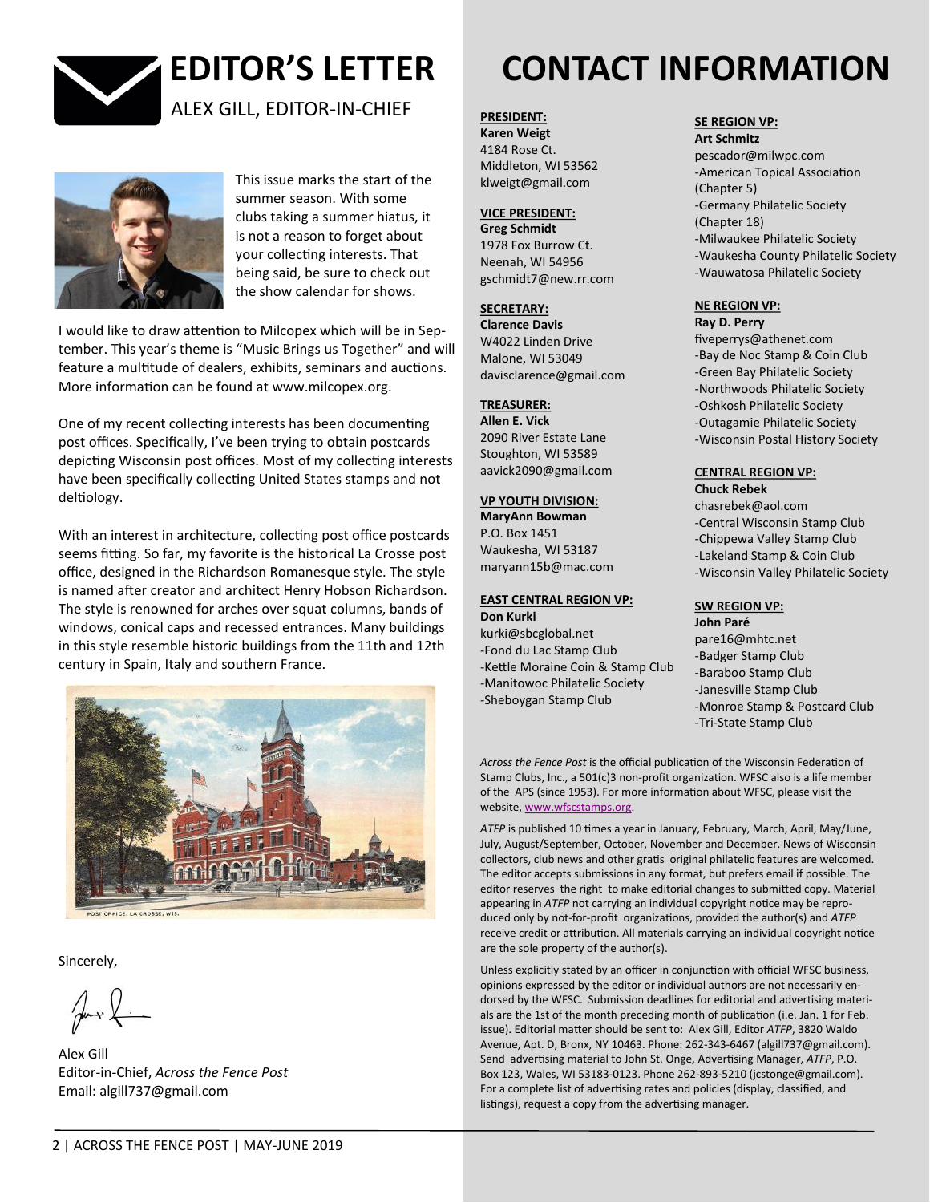# EDITOR'S LETTER

ALEX GILL, EDITOR-IN-CHIEF

This issue marks the start of the summer season. With some clubs taking a summer hiatus, it is not a reason to forget about your collecting interests. That being said, be sure to check out the show calendar for shows.

I would like to draw attention to Milcopex which will be in September. This year's theme is "Music Brings us Together" and will feature a multitude of dealers, exhibits, seminars and auctions. More information can be found at www.milcopex.org.

One of my recent collecting interests has been documenting post offices. Specifically, I've been trying to obtain postcards depicting Wisconsin post offices. Most of my collecting interests have been specifically collecting United States stamps and not deltiology.

With an interest in architecture, collecting post office postcards seems fitting. So far, my favorite is the historical La Crosse post office, designed in the Richardson Romanesque style. The style is named after creator and architect Henry Hobson Richardson. The style is renowned for arches over squat columns, bands of windows, conical caps and recessed entrances. Many buildings in this style resemble historic buildings from the 11th and 12th century in Spain, Italy and southern France.

POST OFFICE, LA CROSSE, WIS.

Sincerely,

Alex Gill
Editor-in-Chief, *Across the Fence Post*
Email: algill737@gmail.com

# CONTACT INFORMATION

**PRESIDENT:**
**Karen Weigt**
4184 Rose Ct.
Middleton, WI 53562
klweigt@gmail.com

**VICE PRESIDENT:**
**Greg Schmidt**
1978 Fox Burrow Ct.
Neenah, WI 54956
gschmidt7@new.rr.com

**SECRETARY:**
**Clarence Davis**
W4022 Linden Drive
Malone, WI 53049
davisclarence@gmail.com

**TREASURER:**
**Allen E. Vick**
2090 River Estate Lane
Stoughton, WI 53589
aavick2090@gmail.com

**VP YOUTH DIVISION:**
**MaryAnn Bowman**
P.O. Box 1451
Waukesha, WI 53187
maryann15b@mac.com

**EAST CENTRAL REGION VP:**
**Don Kurki**
kurki@sbcglobal.net
- Fond du Lac Stamp Club
- Kettle Moraine Coin & Stamp Club
- Manitowoc Philatelic Society
- Sheboygan Stamp Club

**SE REGION VP:**
**Art Schmitz**
pescador@milwpc.com
- American Topical Association (Chapter 5)
- Germany Philatelic Society (Chapter 18)
- Milwaukee Philatelic Society
- Waukesha County Philatelic Society
- Wauwatosa Philatelic Society

**NE REGION VP:**
**Ray D. Perry**
fiveperrys@athenet.com
- Bay de Noc Stamp & Coin Club
- Green Bay Philatelic Society
- Northwoods Philatelic Society
- Oshkosh Philatelic Society
- Outagamie Philatelic Society
- Wisconsin Postal History Society

**CENTRAL REGION VP:**
**Chuck Rebek**
chasrebek@aol.com
- Central Wisconsin Stamp Club
- Chippewa Valley Stamp Club
- Lakeland Stamp & Coin Club
- Wisconsin Valley Philatelic Society

**SW REGION VP:**
**John Paré**
pare16@mhtc.net
- Badger Stamp Club
- Baraboo Stamp Club
- Janesville Stamp Club
- Monroe Stamp & Postcard Club
- Tri-State Stamp Club

*Across the Fence Post* is the official publication of the Wisconsin Federation of Stamp Clubs, Inc., a 501(c)3 non-profit organization. WFSC also is a life member of the APS (since 1953). For more information about WFSC, please visit the website, www.wfscstamps.org.

*ATFP* is published 10 times a year in January, February, March, April, May/June, July, August/September, October, November and December. News of Wisconsin collectors, club news and other gratis original philatelic features are welcomed. The editor accepts submissions in any format, but prefers email if possible. The editor reserves the right to make editorial changes to submitted copy. Material appearing in *ATFP* not carrying an individual copyright notice may be reproduced only by not-for-profit organizations, provided the author(s) and *ATFP* receive credit or attribution. All materials carrying an individual copyright notice are the sole property of the author(s).

Unless explicitly stated by an officer in conjunction with official WFSC business, opinions expressed by the editor or individual authors are not necessarily endorsed by the WFSC. Submission deadlines for editorial and advertising materials are the 1st of the month preceding month of publication (i.e. Jan. 1 for Feb. issue). Editorial matter should be sent to: Alex Gill, Editor *ATFP*, 3820 Waldo Avenue, Apt. D, Bronx, NY 10463. Phone: 262-343-6467 (algill737@gmail.com). Send advertising material to John St. Onge, Advertising Manager, *ATFP*, P.O. Box 123, Wales, WI 53183-0123. Phone 262-893-5210 (jcstonge@gmail.com). For a complete list of advertising rates and policies (display, classified, and listings), request a copy from the advertising manager.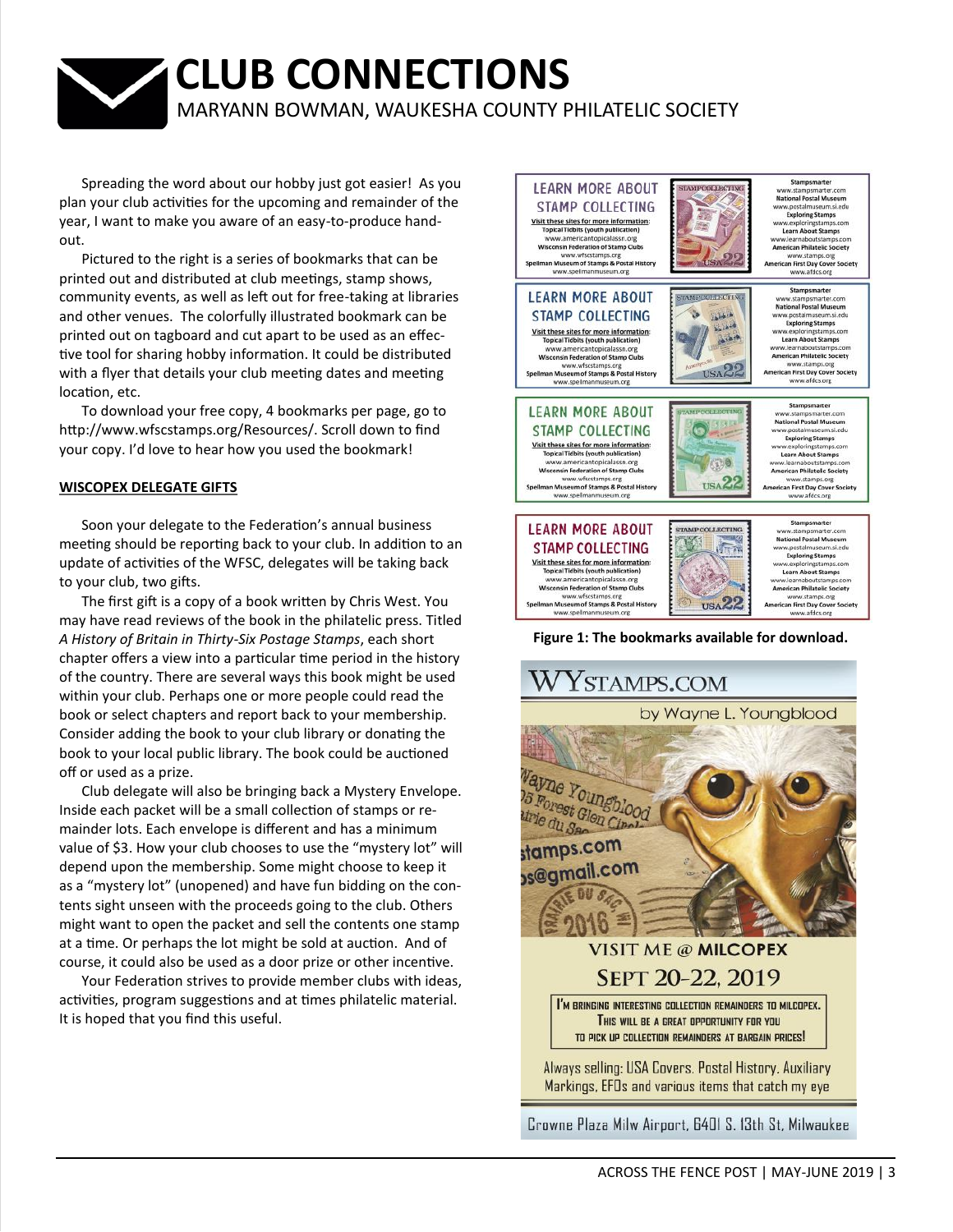# CLUB CONNECTIONS

MARYANN BOWMAN, WAUKESHA COUNTY PHILATELIC SOCIETY

Spreading the word about our hobby just got easier! As you plan your club activities for the upcoming and remainder of the year, I want to make you aware of an easy-to-produce handout.

Pictured to the right is a series of bookmarks that can be printed out and distributed at club meetings, stamp shows, community events, as well as left out for free-taking at libraries and other venues. The colorfully illustrated bookmark can be printed out on tagboard and cut apart to be used as an effective tool for sharing hobby information. It could be distributed with a flyer that details your club meeting dates and meeting location, etc.

To download your free copy, 4 bookmarks per page, go to http://www.wfscstamps.org/Resources/. Scroll down to find your copy. I'd love to hear how you used the bookmark!

**WISCOPEX DELEGATE GIFTS**

Soon your delegate to the Federation's annual business meeting should be reporting back to your club. In addition to an update of activities of the WFSC, delegates will be taking back to your club, two gifts.

The first gift is a copy of a book written by Chris West. You may have read reviews of the book in the philatelic press. Titled *A History of Britain in Thirty-Six Postage Stamps*, each short chapter offers a view into a particular time period in the history of the country. There are several ways this book might be used within your club. Perhaps one or more people could read the book or select chapters and report back to your membership. Consider adding the book to your club library or donating the book to your local public library. The book could be auctioned off or used as a prize.

Club delegate will also be bringing back a Mystery Envelope. Inside each packet will be a small collection of stamps or remainder lots. Each envelope is different and has a minimum value of $3. How your club chooses to use the "mystery lot" will depend upon the membership. Some might choose to keep it as a "mystery lot" (unopened) and have fun bidding on the contents sight unseen with the proceeds going to the club. Others might want to open the packet and sell the contents one stamp at a time. Or perhaps the lot might be sold at auction. And of course, it could also be used as a door prize or other incentive.

Your Federation strives to provide member clubs with ideas, activities, program suggestions and at times philatelic material. It is hoped that you find this useful.

**Figure 1: The bookmarks available for download.**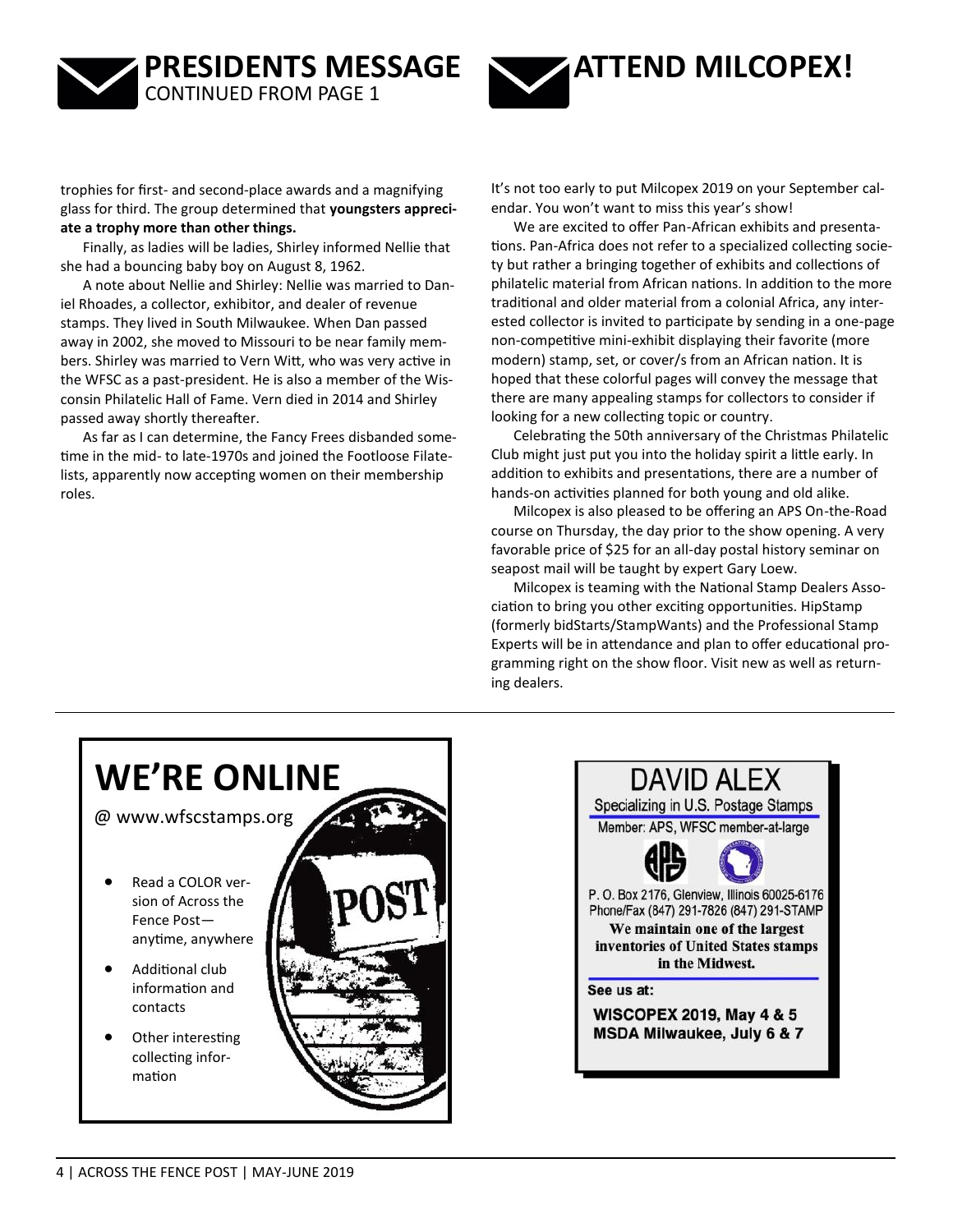## PRESIDENTS MESSAGE

CONTINUED FROM PAGE 1

trophies for first- and second-place awards and a magnifying glass for third. The group determined that **youngsters appreciate a trophy more than other things.**

Finally, as ladies will be ladies, Shirley informed Nellie that she had a bouncing baby boy on August 8, 1962.

A note about Nellie and Shirley: Nellie was married to Daniel Rhoades, a collector, exhibitor, and dealer of revenue stamps. They lived in South Milwaukee. When Dan passed away in 2002, she moved to Missouri to be near family members. Shirley was married to Vern Witt, who was very active in the WFSC as a past-president. He is also a member of the Wisconsin Philatelic Hall of Fame. Vern died in 2014 and Shirley passed away shortly thereafter.

As far as I can determine, the Fancy Frees disbanded sometime in the mid- to late-1970s and joined the Footloose Filatelists, apparently now accepting women on their membership roles.

## ATTEND MILCOPEX!

It's not too early to put Milcopex 2019 on your September calendar. You won't want to miss this year's show!

We are excited to offer Pan-African exhibits and presentations. Pan-Africa does not refer to a specialized collecting society but rather a bringing together of exhibits and collections of philatelic material from African nations. In addition to the more traditional and older material from a colonial Africa, any interested collector is invited to participate by sending in a one-page non-competitive mini-exhibit displaying their favorite (more modern) stamp, set, or cover/s from an African nation. It is hoped that these colorful pages will convey the message that there are many appealing stamps for collectors to consider if looking for a new collecting topic or country.

Celebrating the 50th anniversary of the Christmas Philatelic Club might just put you into the holiday spirit a little early. In addition to exhibits and presentations, there are a number of hands-on activities planned for both young and old alike.

Milcopex is also pleased to be offering an APS On-the-Road course on Thursday, the day prior to the show opening. A very favorable price of $25 for an all-day postal history seminar on seapost mail will be taught by expert Gary Loew.

Milcopex is teaming with the National Stamp Dealers Association to bring you other exciting opportunities. HipStamp (formerly bidStarts/StampWants) and the Professional Stamp Experts will be in attendance and plan to offer educational programming right on the show floor. Visit new as well as returning dealers.

---

## WE'RE ONLINE

@ www.wfscstamps.org

- Read a COLOR version of Across the Fence Post—anytime, anywhere
- Additional club information and contacts
- Other interesting collecting information

---

**DAVID ALEX**

Specializing in U.S. Postage Stamps

Member: APS, WFSC member-at-large

P. O. Box 2176, Glenview, Illinois 60025-6176
Phone/Fax (847) 291-7826 (847) 291-STAMP

**We maintain one of the largest inventories of United States stamps in the Midwest.**

See us at:

**WISCOPEX 2019, May 4 & 5**
**MSDA Milwaukee, July 6 & 7**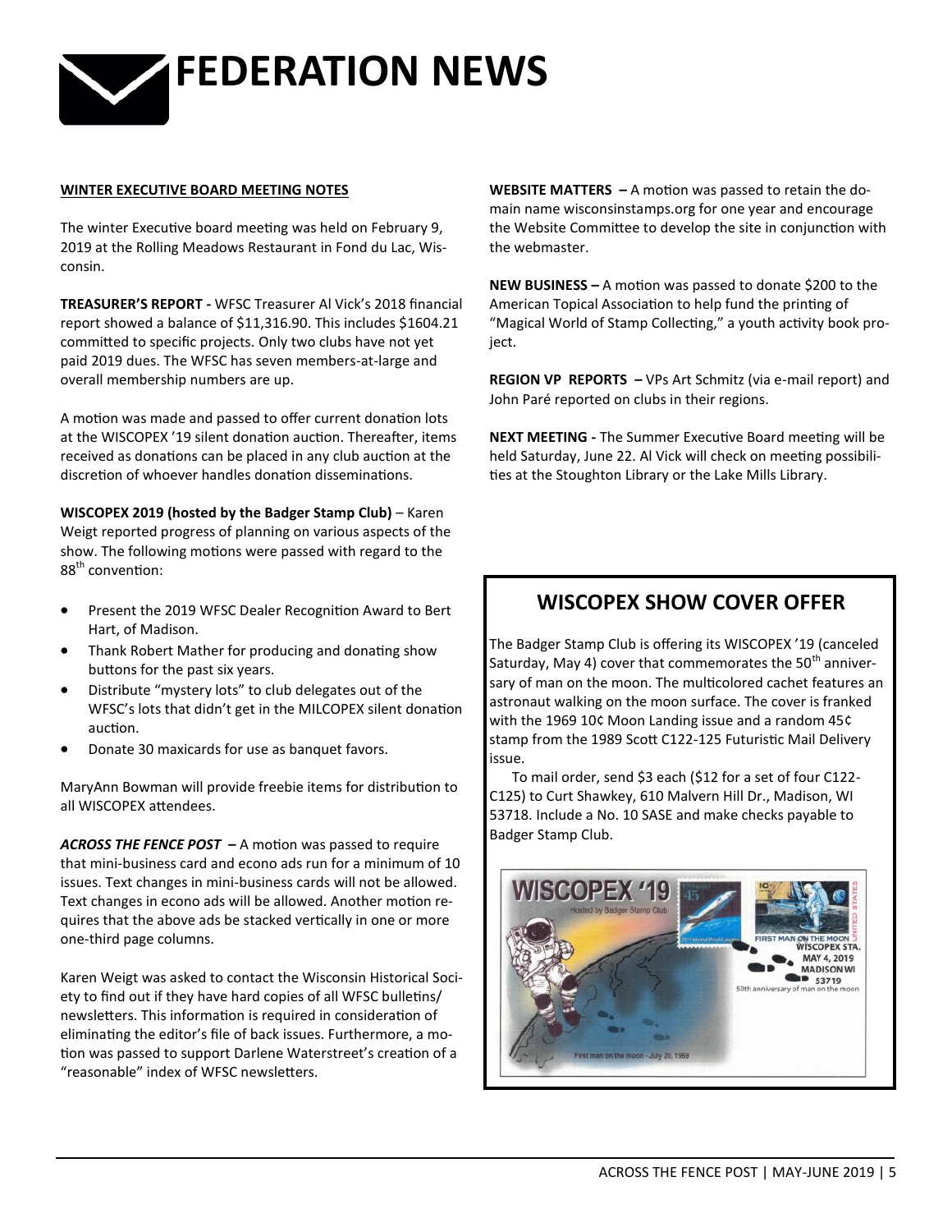# FEDERATION NEWS

**WINTER EXECUTIVE BOARD MEETING NOTES**

The winter Executive board meeting was held on February 9, 2019 at the Rolling Meadows Restaurant in Fond du Lac, Wisconsin.

**TREASURER'S REPORT -** WFSC Treasurer Al Vick's 2018 financial report showed a balance of $11,316.90. This includes $1604.21 committed to specific projects. Only two clubs have not yet paid 2019 dues. The WFSC has seven members-at-large and overall membership numbers are up.

A motion was made and passed to offer current donation lots at the WISCOPEX '19 silent donation auction. Thereafter, items received as donations can be placed in any club auction at the discretion of whoever handles donation disseminations.

**WISCOPEX 2019 (hosted by the Badger Stamp Club)** – Karen Weigt reported progress of planning on various aspects of the show. The following motions were passed with regard to the 88th convention:

- Present the 2019 WFSC Dealer Recognition Award to Bert Hart, of Madison.
- Thank Robert Mather for producing and donating show buttons for the past six years.
- Distribute "mystery lots" to club delegates out of the WFSC's lots that didn't get in the MILCOPEX silent donation auction.
- Donate 30 maxicards for use as banquet favors.

MaryAnn Bowman will provide freebie items for distribution to all WISCOPEX attendees.

***ACROSS THE FENCE POST* –** A motion was passed to require that mini-business card and econo ads run for a minimum of 10 issues. Text changes in mini-business cards will not be allowed. Text changes in econo ads will be allowed. Another motion requires that the above ads be stacked vertically in one or more one-third page columns.

Karen Weigt was asked to contact the Wisconsin Historical Society to find out if they have hard copies of all WFSC bulletins/newsletters. This information is required in consideration of eliminating the editor's file of back issues. Furthermore, a motion was passed to support Darlene Waterstreet's creation of a "reasonable" index of WFSC newsletters.

**WEBSITE MATTERS –** A motion was passed to retain the domain name wisconsinstamps.org for one year and encourage the Website Committee to develop the site in conjunction with the webmaster.

**NEW BUSINESS –** A motion was passed to donate $200 to the American Topical Association to help fund the printing of "Magical World of Stamp Collecting," a youth activity book project.

**REGION VP REPORTS –** VPs Art Schmitz (via e-mail report) and John Paré reported on clubs in their regions.

**NEXT MEETING -** The Summer Executive Board meeting will be held Saturday, June 22. Al Vick will check on meeting possibilities at the Stoughton Library or the Lake Mills Library.

## WISCOPEX SHOW COVER OFFER

The Badger Stamp Club is offering its WISCOPEX '19 (canceled Saturday, May 4) cover that commemorates the 50th anniversary of man on the moon. The multicolored cachet features an astronaut walking on the moon surface. The cover is franked with the 1969 10¢ Moon Landing issue and a random 45¢ stamp from the 1989 Scott C122-125 Futuristic Mail Delivery issue.

To mail order, send $3 each ($12 for a set of four C122-C125) to Curt Shawkey, 610 Malvern Hill Dr., Madison, WI 53718. Include a No. 10 SASE and make checks payable to Badger Stamp Club.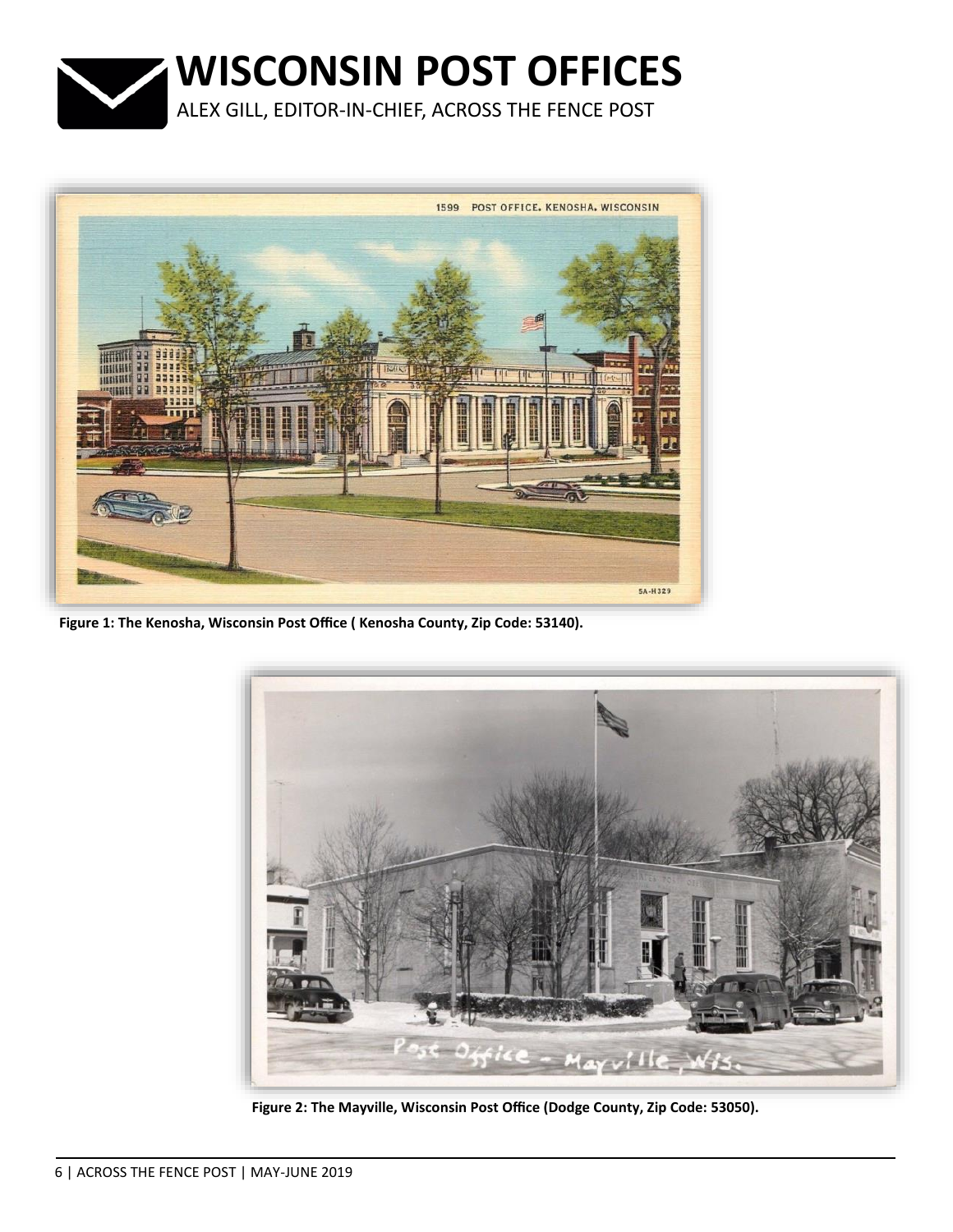# WISCONSIN POST OFFICES

ALEX GILL, EDITOR-IN-CHIEF, ACROSS THE FENCE POST

**Figure 1: The Kenosha, Wisconsin Post Office ( Kenosha County, Zip Code: 53140).**

**Figure 2: The Mayville, Wisconsin Post Office (Dodge County, Zip Code: 53050).**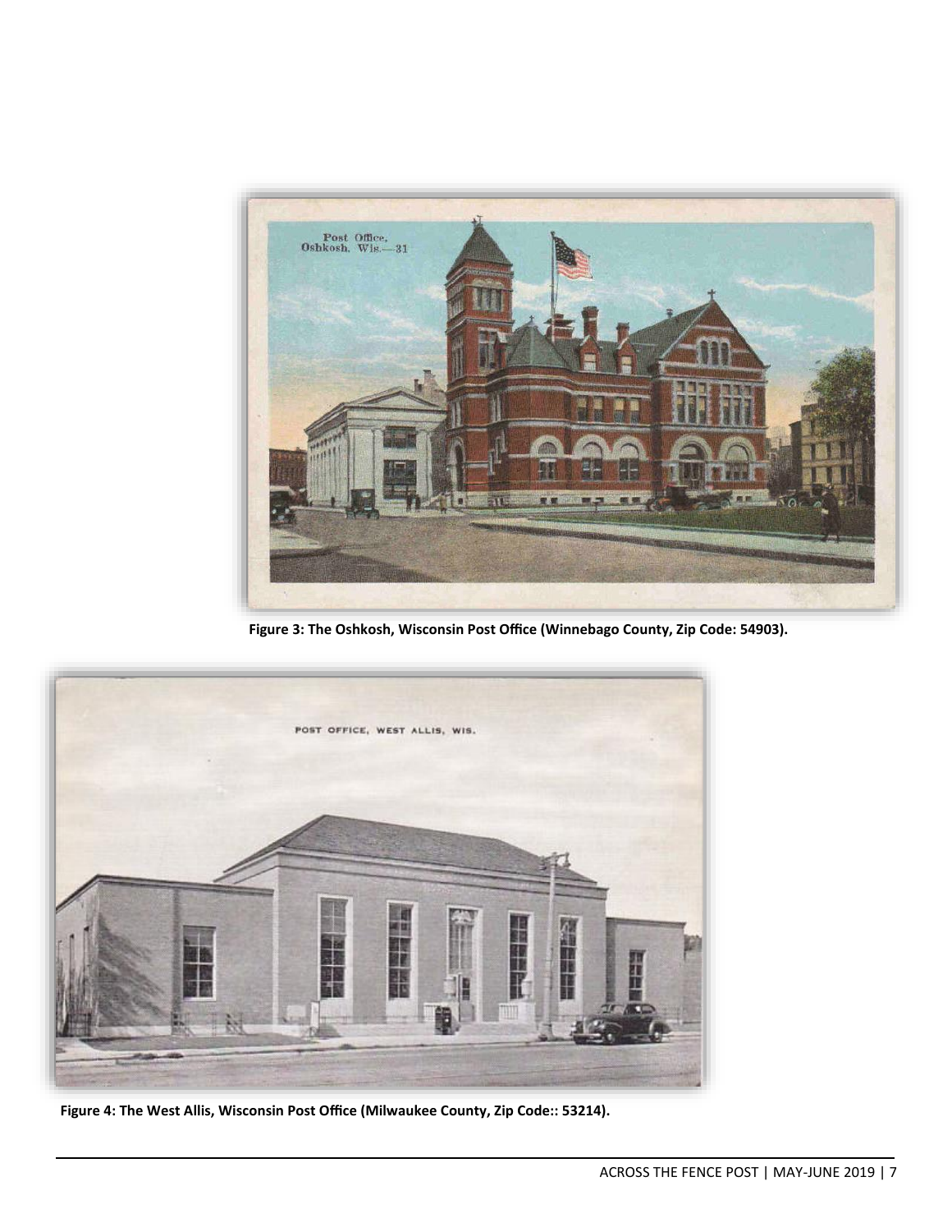Figure 3: The Oshkosh, Wisconsin Post Office (Winnebago County, Zip Code: 54903).

Figure 4: The West Allis, Wisconsin Post Office (Milwaukee County, Zip Code:: 53214).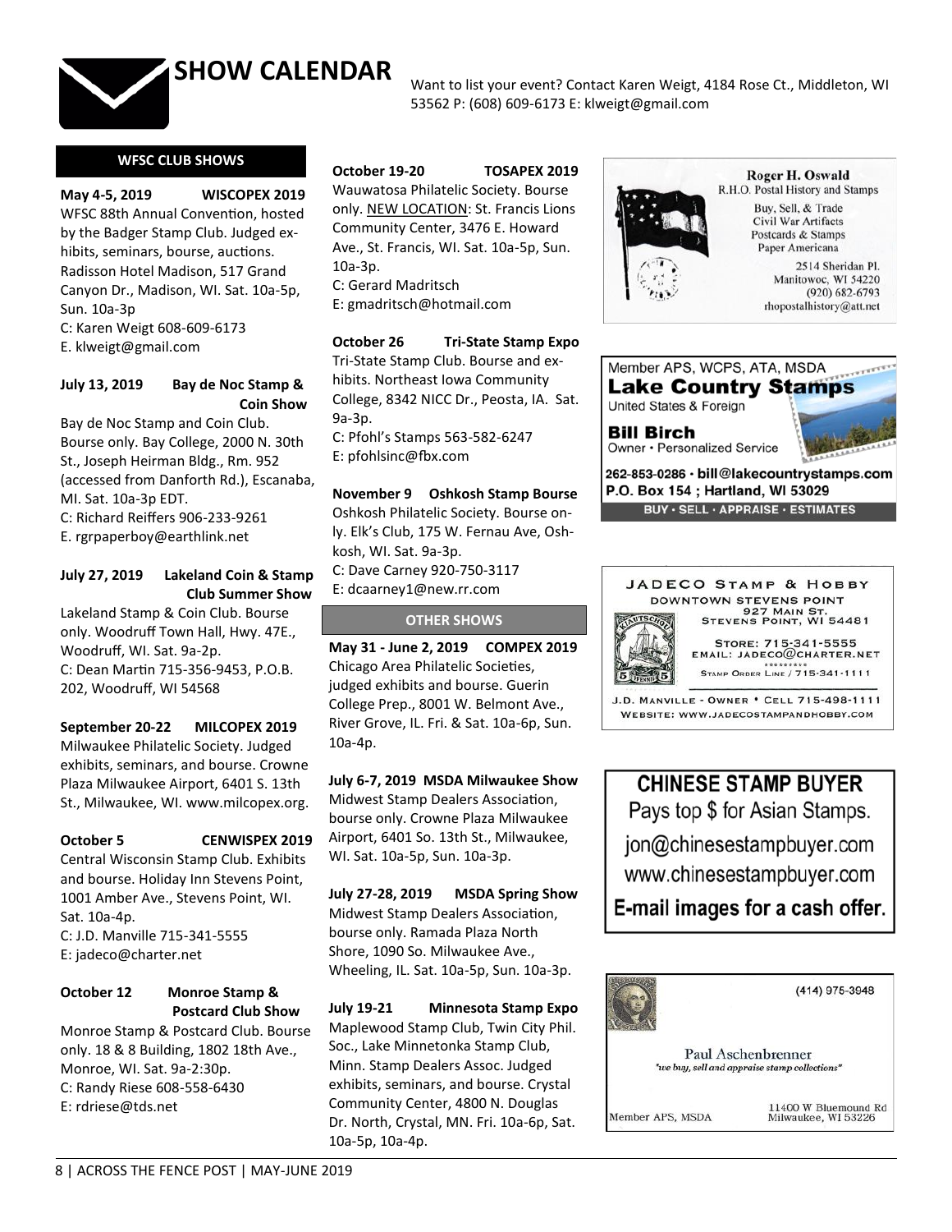# SHOW CALENDAR

Want to list your event? Contact Karen Weigt, 4184 Rose Ct., Middleton, WI 53562 P: (608) 609-6173 E: klweigt@gmail.com

## WFSC CLUB SHOWS

**May 4-5, 2019 WISCOPEX 2019**
WFSC 88th Annual Convention, hosted by the Badger Stamp Club. Judged exhibits, seminars, bourse, auctions. Radisson Hotel Madison, 517 Grand Canyon Dr., Madison, WI. Sat. 10a-5p, Sun. 10a-3p
C: Karen Weigt 608-609-6173
E. klweigt@gmail.com

**July 13, 2019 Bay de Noc Stamp & Coin Show**
Bay de Noc Stamp and Coin Club. Bourse only. Bay College, 2000 N. 30th St., Joseph Heirman Bldg., Rm. 952 (accessed from Danforth Rd.), Escanaba, MI. Sat. 10a-3p EDT.
C: Richard Reiffers 906-233-9261
E. rgrpaperboy@earthlink.net

**July 27, 2019 Lakeland Coin & Stamp Club Summer Show**
Lakeland Stamp & Coin Club. Bourse only. Woodruff Town Hall, Hwy. 47E., Woodruff, WI. Sat. 9a-2p.
C: Dean Martin 715-356-9453, P.O.B. 202, Woodruff, WI 54568

**September 20-22 MILCOPEX 2019**
Milwaukee Philatelic Society. Judged exhibits, seminars, and bourse. Crowne Plaza Milwaukee Airport, 6401 S. 13th St., Milwaukee, WI. www.milcopex.org.

**October 5 CENWISPEX 2019**
Central Wisconsin Stamp Club. Exhibits and bourse. Holiday Inn Stevens Point, 1001 Amber Ave., Stevens Point, WI. Sat. 10a-4p.
C: J.D. Manville 715-341-5555
E: jadeco@charter.net

**October 12 Monroe Stamp & Postcard Club Show**
Monroe Stamp & Postcard Club. Bourse only. 18 & 8 Building, 1802 18th Ave., Monroe, WI. Sat. 9a-2:30p.
C: Randy Riese 608-558-6430
E: rdriese@tds.net

**October 19-20 TOSAPEX 2019**
Wauwatosa Philatelic Society. Bourse only. NEW LOCATION: St. Francis Lions Community Center, 3476 E. Howard Ave., St. Francis, WI. Sat. 10a-5p, Sun. 10a-3p.
C: Gerard Madritsch
E: gmadritsch@hotmail.com

**October 26 Tri-State Stamp Expo**
Tri-State Stamp Club. Bourse and exhibits. Northeast Iowa Community College, 8342 NICC Dr., Peosta, IA. Sat. 9a-3p.
C: Pfohl's Stamps 563-582-6247
E: pfohlsinc@fbx.com

**November 9 Oshkosh Stamp Bourse**
Oshkosh Philatelic Society. Bourse only. Elk's Club, 175 W. Fernau Ave, Oshkosh, WI. Sat. 9a-3p.
C: Dave Carney 920-750-3117
E: dcaarney1@new.rr.com

## OTHER SHOWS

**May 31 - June 2, 2019 COMPEX 2019**
Chicago Area Philatelic Societies, judged exhibits and bourse. Guerin College Prep., 8001 W. Belmont Ave., River Grove, IL. Fri. & Sat. 10a-6p, Sun. 10a-4p.

**July 6-7, 2019 MSDA Milwaukee Show**
Midwest Stamp Dealers Association, bourse only. Crowne Plaza Milwaukee Airport, 6401 So. 13th St., Milwaukee, WI. Sat. 10a-5p, Sun. 10a-3p.

**July 27-28, 2019 MSDA Spring Show**
Midwest Stamp Dealers Association, bourse only. Ramada Plaza North Shore, 1090 So. Milwaukee Ave., Wheeling, IL. Sat. 10a-5p, Sun. 10a-3p.

**July 19-21 Minnesota Stamp Expo**
Maplewood Stamp Club, Twin City Phil. Soc., Lake Minnetonka Stamp Club, Minn. Stamp Dealers Assoc. Judged exhibits, seminars, and bourse. Crystal Community Center, 4800 N. Douglas Dr. North, Crystal, MN. Fri. 10a-6p, Sat. 10a-5p, 10a-4p.

---

**Roger H. Oswald**
R.H.O. Postal History and Stamps
Buy, Sell, & Trade
Civil War Artifacts
Postcards & Stamps
Paper Americana
2514 Sheridan Pl.
Manitowoc, WI 54220
(920) 682-6793
rhopostalhistory@att.net

---

Member APS, WCPS, ATA, MSDA
**Lake Country Stamps**
United States & Foreign
**Bill Birch**
Owner • Personalized Service
262-853-0286 • bill@lakecountrystamps.com
P.O. Box 154 ; Hartland, WI 53029
BUY • SELL • APPRAISE • ESTIMATES

---

**JADECO STAMP & HOBBY**
DOWNTOWN STEVENS POINT
927 MAIN ST.
STEVENS POINT, WI 54481
STORE: 715-341-5555
EMAIL: JADECO@CHARTER.NET
STAMP ORDER LINE / 715-341-1111
J.D. MANVILLE - OWNER • CELL 715-498-1111
WEBSITE: WWW.JADECOSTAMPANDHOBBY.COM

---

**CHINESE STAMP BUYER**
Pays top $ for Asian Stamps.
jon@chinesestampbuyer.com
www.chinesestampbuyer.com
**E-mail images for a cash offer.**

---

(414) 975-3948
Paul Aschenbrenner
*"we buy, sell and appraise stamp collections"*
Member APS, MSDA
11400 W Bluemound Rd
Milwaukee, WI 53226